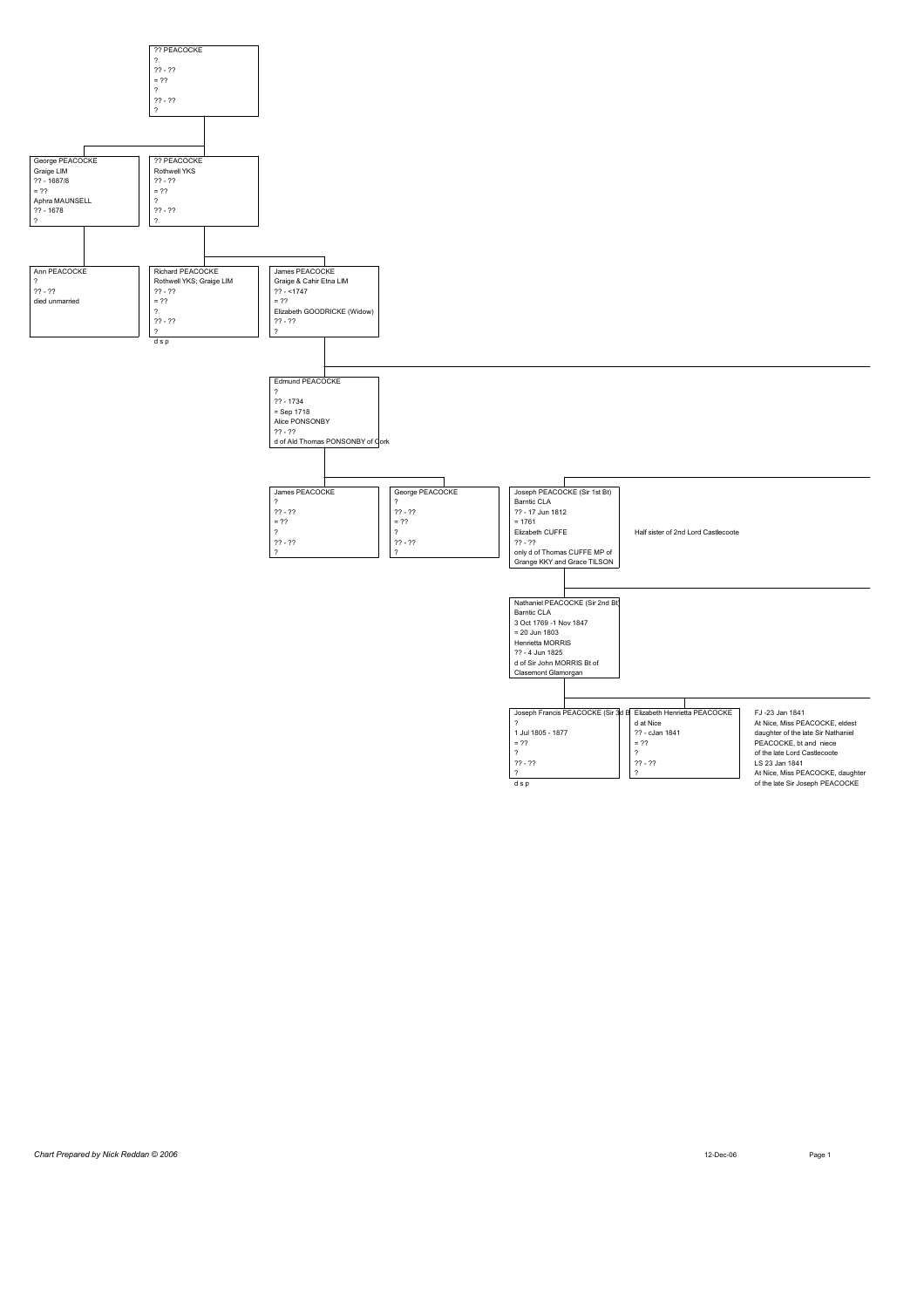?? PEACOCKE
?
?? - ??
= ??
?
?? - ??
?

---

George PEACOCKE
Graige LIM
?? - 1687/8
= ??
Aphra MAUNSELL
?? - 1678
?

?? PEACOCKE
Rothwell YKS
?? - ??
= ??
?
?? - ??
?

---

Ann PEACOCKE
?
?? - ??
died unmarried

Richard PEACOCKE
Rothwell YKS; Graige LIM
?? - ??
= ??
?
?? - ??
?
d s p

James PEACOCKE
Graige & Cahir Etna LIM
?? - <1747
= ??
Elizabeth GOODRICKE (Widow)
?? - ??
?

---

Edmund PEACOCKE
?
?? - 1734
= Sep 1718
Alice PONSONBY
?? - ??
d of Ald Thomas PONSONBY of Cork

---

James PEACOCKE
?
?? - ??
= ??
?
?? - ??
?

George PEACOCKE
?
?? - ??
= ??
?
?? - ??
?

Joseph PEACOCKE (Sir 1st Bt)
Barntic CLA
?? - 17 Jun 1812
= 1761
Elizabeth CUFFE
?? - ??
only d of Thomas CUFFE MP of Grange KKY and Grace TILSON

Half sister of 2nd Lord Castlecoote

---

Nathaniel PEACOCKE (Sir 2nd Bt)
Barntic CLA
3 Oct 1769 -1 Nov 1847
= 20 Jun 1803
Henrietta MORRIS
?? - 4 Jun 1825
d of Sir John MORRIS Bt of Clasemont Glamorgan

---

Joseph Francis PEACOCKE (Sir 3d Bt)
?
1 Jul 1805 - 1877
= ??
?
?? - ??
?
d s p

Elizabeth Henrietta PEACOCKE
d at Nice
?? - cJan 1841
= ??
?
?? - ??
?

FJ -23 Jan 1841
At Nice, Miss PEACOCKE, eldest daughter of the late Sir Nathaniel PEACOCKE, bt and niece of the late Lord Castlecoote
LS 23 Jan 1841
At Nice, Miss PEACOCKE, daughter of the late Sir Joseph PEACOCKE

*Chart Prepared by Nick Reddan © 2006*

12-Dec-06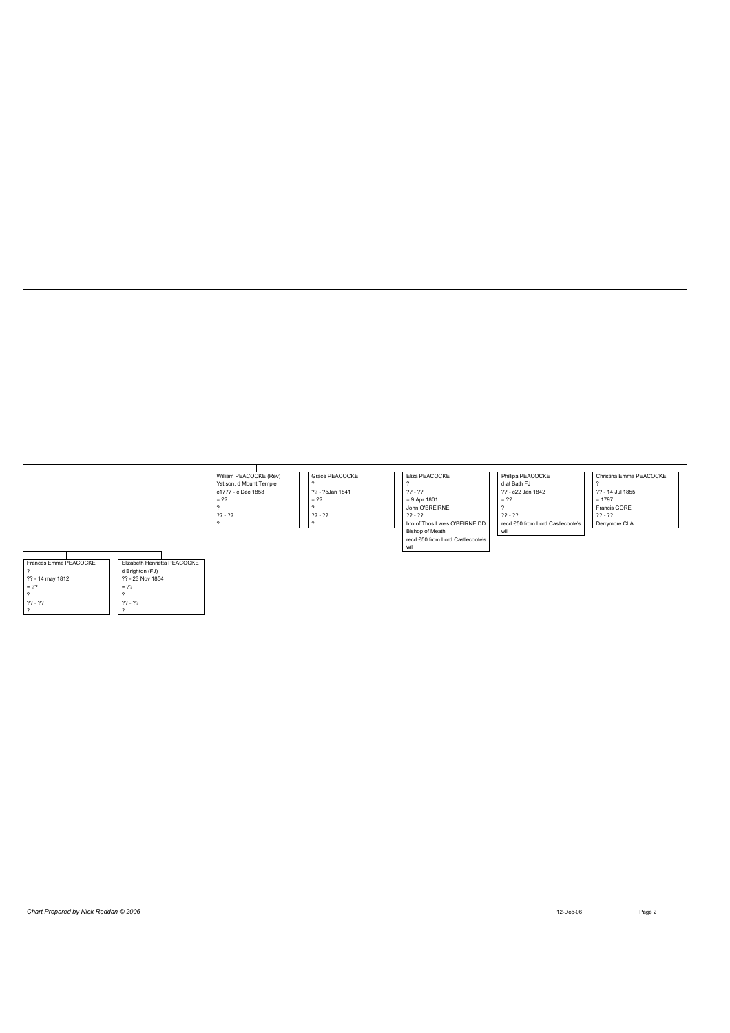**William PEACOCKE (Rev)**
Yst son, d Mount Temple
c1777 - c Dec 1858
= ??
?
?? - ??
?

**Grace PEACOCKE**
?
?? - ?cJan 1841
= ??
?
?? - ??
?

**Eliza PEACOCKE**
?
?? - ??
= 9 Apr 1801
John O'BREIRNE
?? - ??
bro of Thos Lweis O'BEIRNE DD Bishop of Meath
recd £50 from Lord Castlecoote's will

**Phillipa PEACOCKE**
d at Bath FJ
?? - c22 Jan 1842
= ??
?
?? - ??
recd £50 from Lord Castlecoote's will

**Christina Emma PEACOCKE**
?
?? - 14 Jul 1855
= 1797
Francis GORE
?? - ??
Derrymore CLA

**Frances Emma PEACOCKE**
?
?? - 14 may 1812
= ??
?
?? - ??
?

**Elizabeth Henrietta PEACOCKE**
d Brighton (FJ)
?? - 23 Nov 1854
= ??
?
?? - ??
?

*Chart Prepared by Nick Reddan © 2006*

12-Dec-06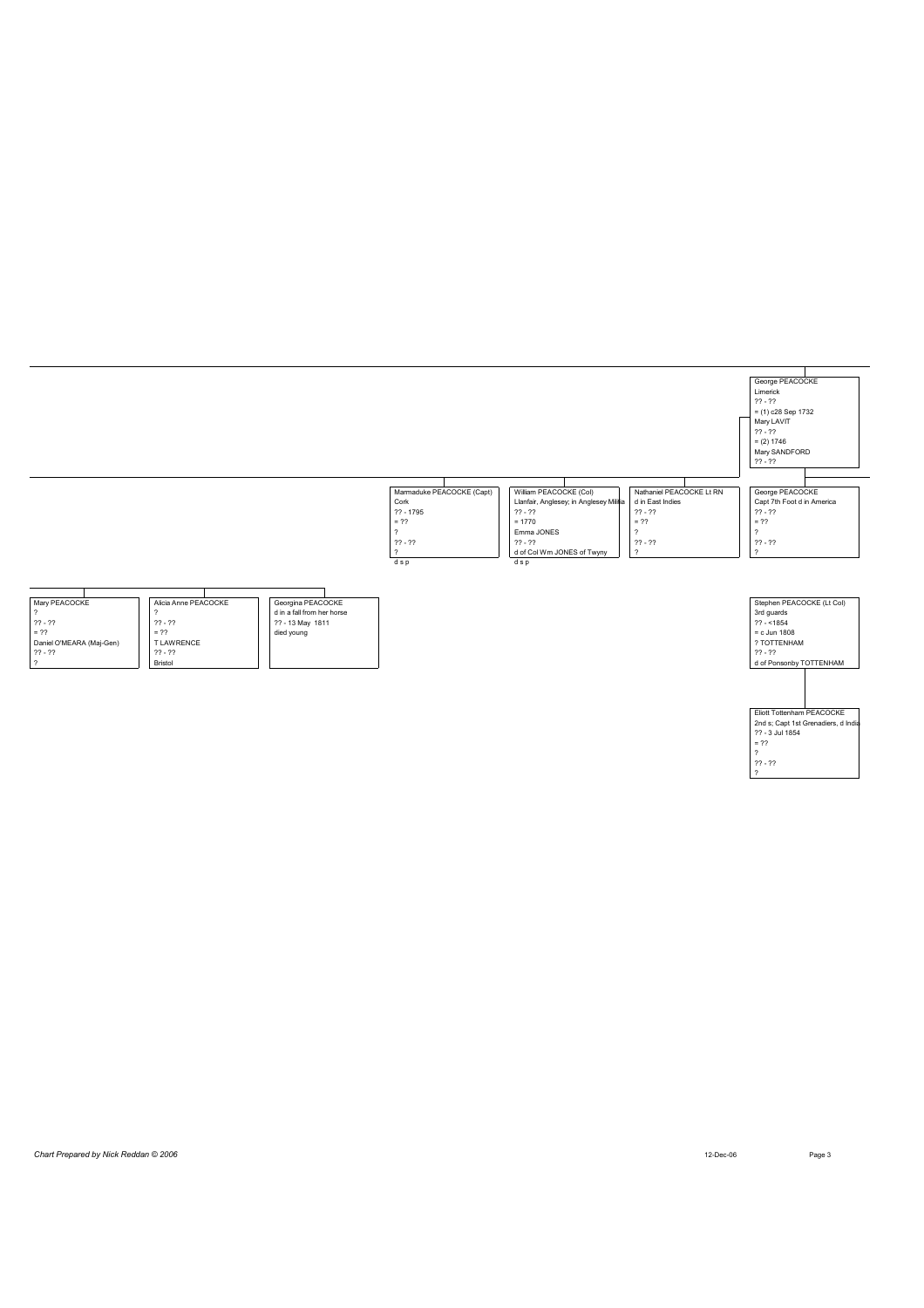George PEACOCKE
Limerick
?? - ??
= (1) c28 Sep 1732
Mary LAVIT
?? - ??
= (2) 1746
Mary SANDFORD
?? - ??

Marmaduke PEACOCKE (Capt)
Cork
?? - 1795
= ??
?
?? - ??
?
d s p

William PEACOCKE (Col)
Llanfair, Anglesey; in Anglesey Militia
?? - ??
= 1770
Emma JONES
?? - ??
d of Col Wm JONES of Twyny
d s p

Nathaniel PEACOCKE Lt RN
d in East Indies
?? - ??
= ??
?
?? - ??
?

George PEACOCKE
Capt 7th Foot d in America
?? - ??
= ??
?
?? - ??
?

Mary PEACOCKE
?
?? - ??
= ??
Daniel O'MEARA (Maj-Gen)
?? - ??
?

Alicia Anne PEACOCKE
?
?? - ??
= ??
T LAWRENCE
?? - ??
Bristol

Georgina PEACOCKE
d in a fall from her horse
?? - 13 May 1811
died young

Stephen PEACOCKE (Lt Col)
3rd guards
?? - <1854
= c Jun 1808
? TOTTENHAM
?? - ??
d of Ponsonby TOTTENHAM

Eliott Tottenham PEACOCKE
2nd s; Capt 1st Grenadiers, d India
?? - 3 Jul 1854
= ??
?
?? - ??
?

*Chart Prepared by Nick Reddan © 2006*

12-Dec-06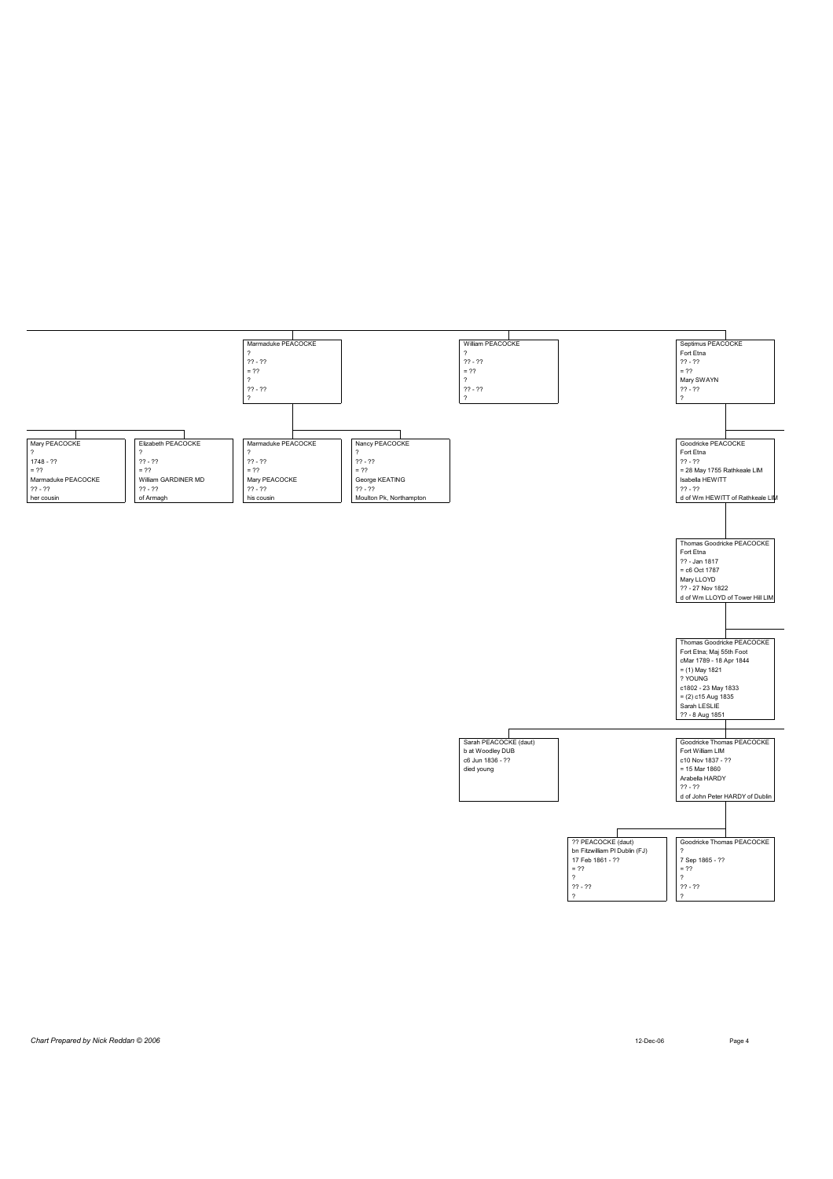Marmaduke PEACOCKE
?
?? - ??
= ??
?
?? - ??
?

William PEACOCKE
?
?? - ??
= ??
?
?? - ??
?

Septimus PEACOCKE
Fort Etna
?? - ??
= ??
Mary SWAYN
?? - ??
?

Mary PEACOCKE
?
1748 - ??
= ??
Marmaduke PEACOCKE
?? - ??
her cousin

Elizabeth PEACOCKE
?
?? - ??
= ??
William GARDINER MD
?? - ??
of Armagh

Marmaduke PEACOCKE
?
?? - ??
= ??
Mary PEACOCKE
?? - ??
his cousin

Nancy PEACOCKE
?
?? - ??
= ??
George KEATING
?? - ??
Moulton Pk, Northampton

Goodricke PEACOCKE
Fort Etna
?? - ??
= 28 May 1755 Rathkeale LIM
Isabella HEWITT
?? - ??
d of Wm HEWITT of Rathkeale LIM

Thomas Goodricke PEACOCKE
Fort Etna
?? - Jan 1817
= c6 Oct 1787
Mary LLOYD
?? - 27 Nov 1822
d of Wm LLOYD of Tower Hill LIM

Thomas Goodricke PEACOCKE
Fort Etna; Maj 55th Foot
cMar 1789 - 18 Apr 1844
= (1) May 1821
? YOUNG
c1802 - 23 May 1833
= (2) c15 Aug 1835
Sarah LESLIE
?? - 8 Aug 1851

Sarah PEACOCKE (daut)
b at Woodley DUB
c6 Jun 1836 - ??
died young

Goodricke Thomas PEACOCKE
Fort William LIM
c10 Nov 1837 - ??
= 15 Mar 1860
Arabella HARDY
?? - ??
d of John Peter HARDY of Dublin

?? PEACOCKE (daut)
bn Fitzwilliam Pl Dublin (FJ)
17 Feb 1861 - ??
= ??
?
?? - ??
?

Goodricke Thomas PEACOCKE
?
7 Sep 1865 - ??
= ??
?
?? - ??
?

*Chart Prepared by Nick Reddan © 2006*

12-Dec-06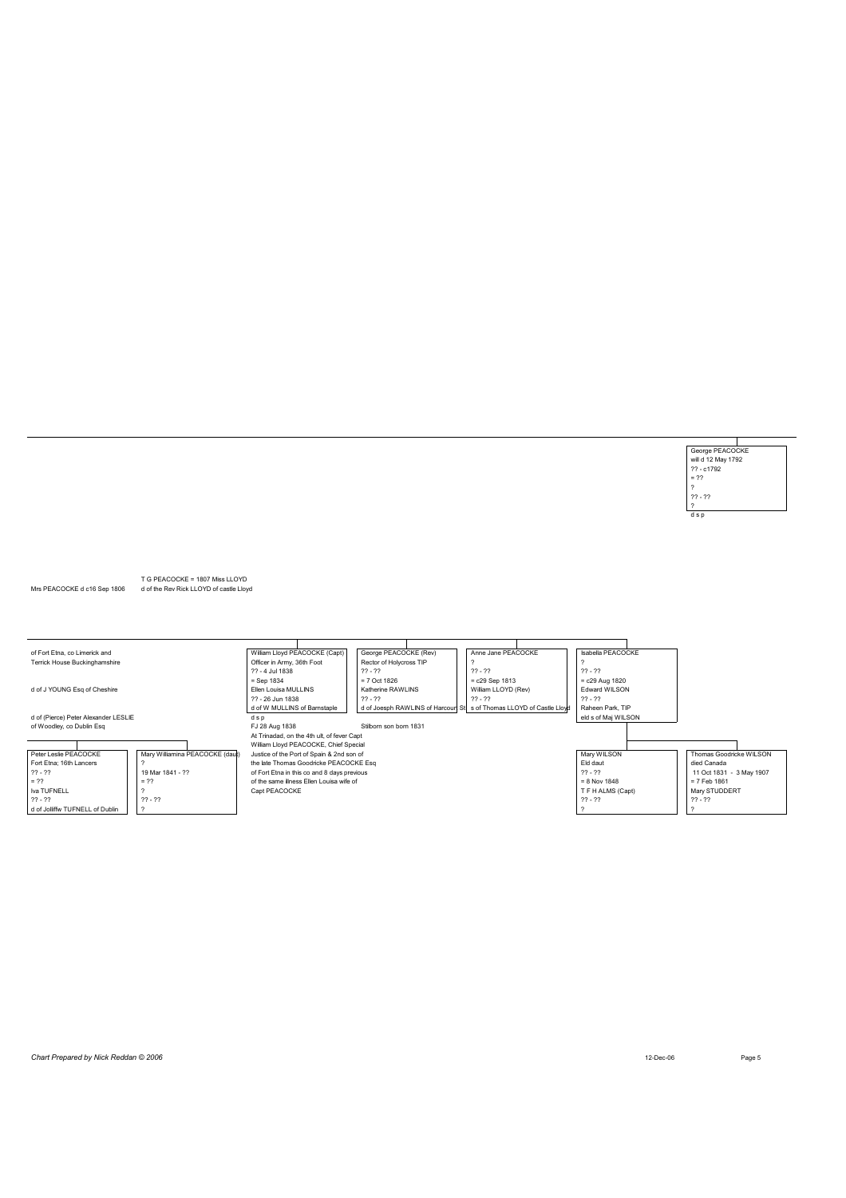George PEACOCKE
will d 12 May 1792
?? - c1792
= ??
?
?? - ??
?
d s p

T G PEACOCKE = 1807 Miss LLOYD
d of the Rev Rick LLOYD of castle Lloyd

Mrs PEACOCKE d c16 Sep 1806

of Fort Etna, co Limerick and
Terrick House Buckinghamshire

d of J YOUNG Esq of Cheshire

d of (Pierce) Peter Alexander LESLIE
of Woodley, co Dublin Esq

---

William Lloyd PEACOCKE (Capt)
Officer in Army, 36th Foot
?? - 4 Jul 1838
= Sep 1834
Ellen Louisa MULLINS
?? - 26 Jun 1838
d of W MULLINS of Barnstaple
d s p
FJ 28 Aug 1838
At Trinadad, on the 4th ult, of fever Capt
William Lloyd PEACOCKE, Chief Special
Justice of the Port of Spain & 2nd son of
the late Thomas Goodricke PEACOCKE Esq
of Fort Etna in this co and 8 days previous
of the same illness Ellen Louisa wife of
Capt PEACOCKE

George PEACOCKE (Rev)
Rector of Holycross TIP
?? - ??
= 7 Oct 1826
Katherine RAWLINS
?? - ??
d of Joesph RAWLINS of Harcourt St
Stilborn son born 1831

Anne Jane PEACOCKE
?
?? - ??
= c29 Sep 1813
William LLOYD (Rev)
?? - ??
s of Thomas LLOYD of Castle Lloyd

Isabella PEACOCKE
?
?? - ??
= c29 Aug 1820
Edward WILSON
?? - ??
Raheen Park, TIP
eld s of Maj WILSON

---

Peter Leslie PEACOCKE
Fort Etna; 16th Lancers
?? - ??
= ??
Iva TUFNELL
?? - ??
d of Jolliffw TUFNELL of Dublin

Mary Williamina PEACOCKE (daut)
?
19 Mar 1841 - ??
= ??
?
?? - ??
?

Mary WILSON
Eld daut
?? - ??
= 8 Nov 1848
T F H ALMS (Capt)
?? - ??
?

Thomas Goodricke WILSON
died Canada
11 Oct 1831 - 3 May 1907
= 7 Feb 1861
Mary STUDDERT
?? - ??
?

*Chart Prepared by Nick Reddan © 2006*

12-Dec-06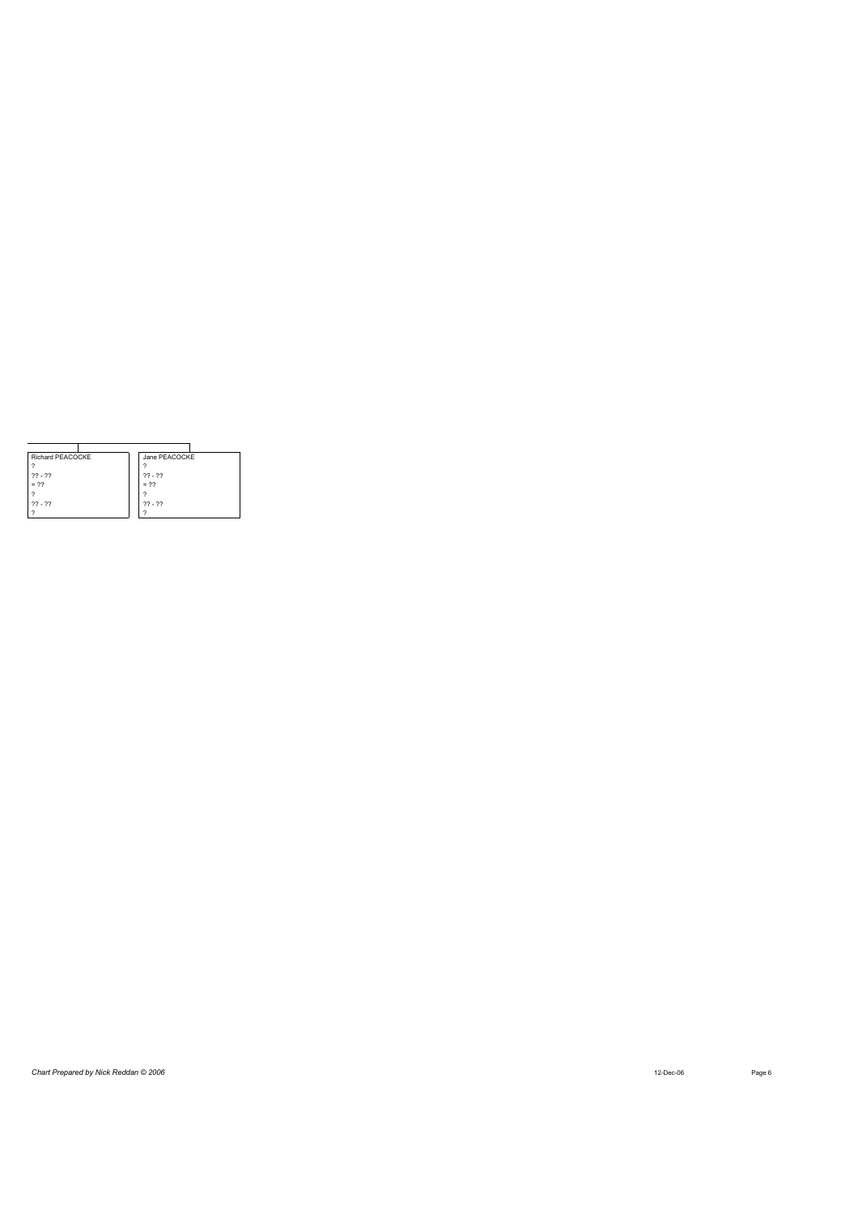Richard PEACOCKE
?
?? - ??
= ??
?
?? - ??
?

Jane PEACOCKE
?
?? - ??
= ??
?
?? - ??
?

*Chart Prepared by Nick Reddan © 2006*

12-Dec-06